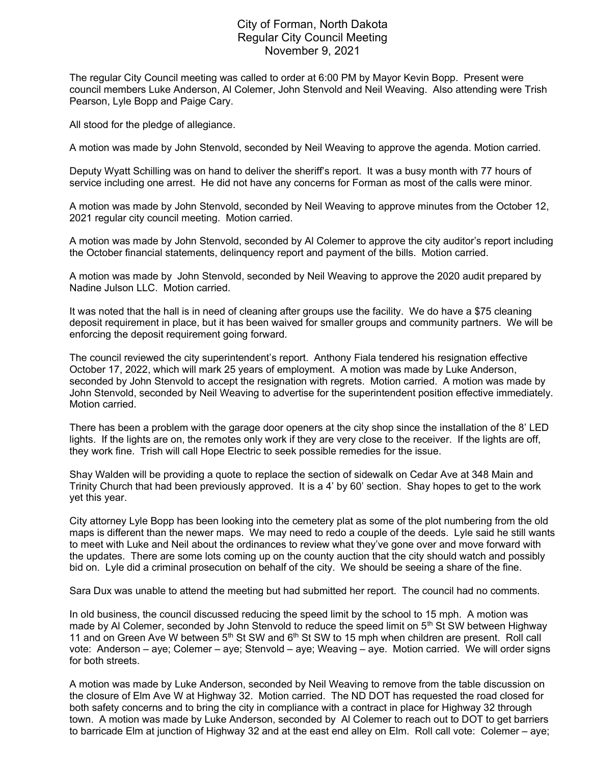# City of Forman, North Dakota
## Regular City Council Meeting
## November 9, 2021

The regular City Council meeting was called to order at 6:00 PM by Mayor Kevin Bopp. Present were council members Luke Anderson, Al Colemer, John Stenvold and Neil Weaving. Also attending were Trish Pearson, Lyle Bopp and Paige Cary.

All stood for the pledge of allegiance.

A motion was made by John Stenvold, seconded by Neil Weaving to approve the agenda. Motion carried.

Deputy Wyatt Schilling was on hand to deliver the sheriff's report. It was a busy month with 77 hours of service including one arrest. He did not have any concerns for Forman as most of the calls were minor.

A motion was made by John Stenvold, seconded by Neil Weaving to approve minutes from the October 12, 2021 regular city council meeting. Motion carried.

A motion was made by John Stenvold, seconded by Al Colemer to approve the city auditor's report including the October financial statements, delinquency report and payment of the bills. Motion carried.

A motion was made by John Stenvold, seconded by Neil Weaving to approve the 2020 audit prepared by Nadine Julson LLC. Motion carried.

It was noted that the hall is in need of cleaning after groups use the facility. We do have a $75 cleaning deposit requirement in place, but it has been waived for smaller groups and community partners. We will be enforcing the deposit requirement going forward.

The council reviewed the city superintendent's report. Anthony Fiala tendered his resignation effective October 17, 2022, which will mark 25 years of employment. A motion was made by Luke Anderson, seconded by John Stenvold to accept the resignation with regrets. Motion carried. A motion was made by John Stenvold, seconded by Neil Weaving to advertise for the superintendent position effective immediately. Motion carried.

There has been a problem with the garage door openers at the city shop since the installation of the 8' LED lights. If the lights are on, the remotes only work if they are very close to the receiver. If the lights are off, they work fine. Trish will call Hope Electric to seek possible remedies for the issue.

Shay Walden will be providing a quote to replace the section of sidewalk on Cedar Ave at 348 Main and Trinity Church that had been previously approved. It is a 4' by 60' section. Shay hopes to get to the work yet this year.

City attorney Lyle Bopp has been looking into the cemetery plat as some of the plot numbering from the old maps is different than the newer maps. We may need to redo a couple of the deeds. Lyle said he still wants to meet with Luke and Neil about the ordinances to review what they've gone over and move forward with the updates. There are some lots coming up on the county auction that the city should watch and possibly bid on. Lyle did a criminal prosecution on behalf of the city. We should be seeing a share of the fine.

Sara Dux was unable to attend the meeting but had submitted her report. The council had no comments.

In old business, the council discussed reducing the speed limit by the school to 15 mph. A motion was made by Al Colemer, seconded by John Stenvold to reduce the speed limit on 5th St SW between Highway 11 and on Green Ave W between 5th St SW and 6th St SW to 15 mph when children are present. Roll call vote: Anderson – aye; Colemer – aye; Stenvold – aye; Weaving – aye. Motion carried. We will order signs for both streets.

A motion was made by Luke Anderson, seconded by Neil Weaving to remove from the table discussion on the closure of Elm Ave W at Highway 32. Motion carried. The ND DOT has requested the road closed for both safety concerns and to bring the city in compliance with a contract in place for Highway 32 through town. A motion was made by Luke Anderson, seconded by Al Colemer to reach out to DOT to get barriers to barricade Elm at junction of Highway 32 and at the east end alley on Elm. Roll call vote: Colemer – aye;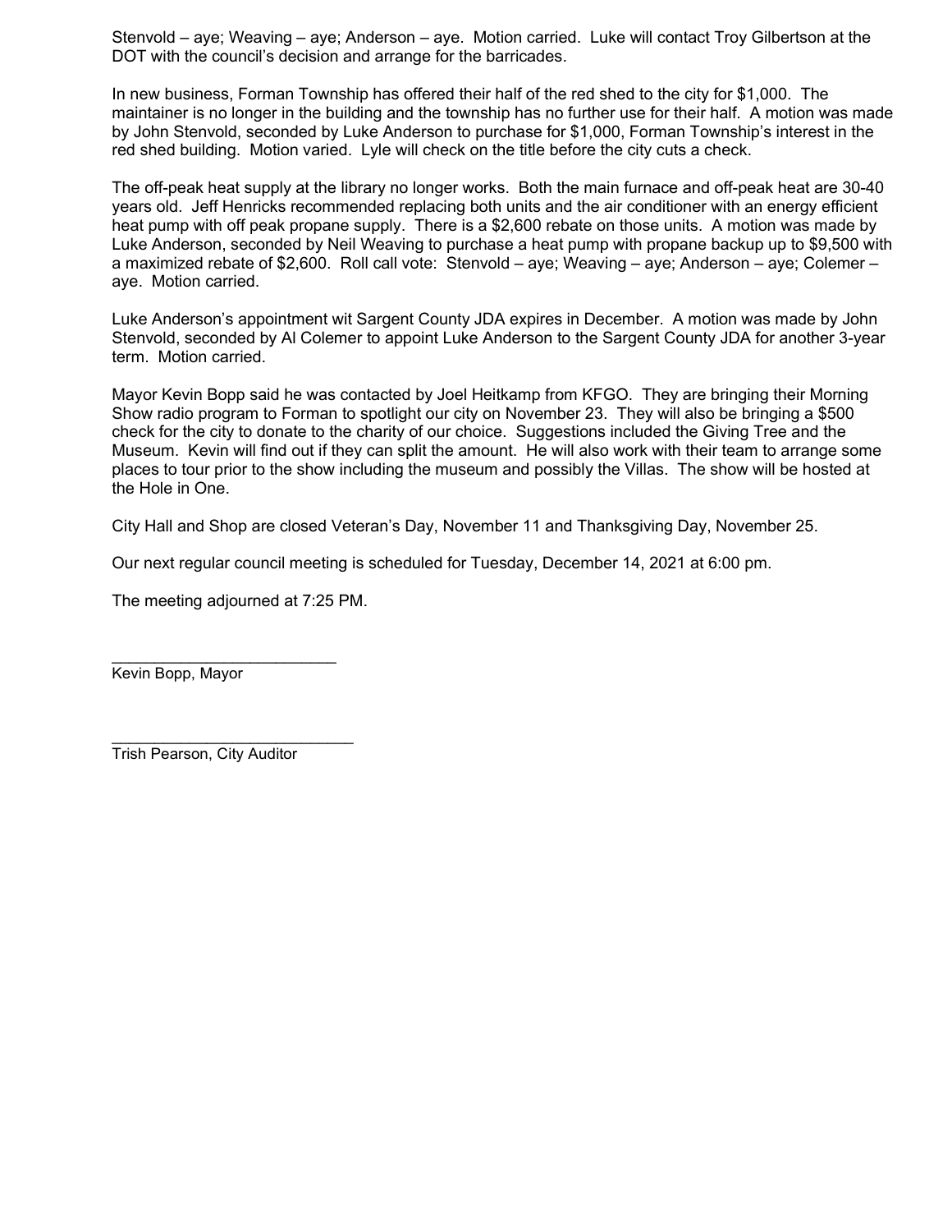Stenvold – aye; Weaving – aye; Anderson – aye. Motion carried. Luke will contact Troy Gilbertson at the DOT with the council's decision and arrange for the barricades.

In new business, Forman Township has offered their half of the red shed to the city for $1,000. The maintainer is no longer in the building and the township has no further use for their half. A motion was made by John Stenvold, seconded by Luke Anderson to purchase for $1,000, Forman Township's interest in the red shed building. Motion varied. Lyle will check on the title before the city cuts a check.

The off-peak heat supply at the library no longer works. Both the main furnace and off-peak heat are 30-40 years old. Jeff Henricks recommended replacing both units and the air conditioner with an energy efficient heat pump with off peak propane supply. There is a $2,600 rebate on those units. A motion was made by Luke Anderson, seconded by Neil Weaving to purchase a heat pump with propane backup up to $9,500 with a maximized rebate of $2,600. Roll call vote: Stenvold – aye; Weaving – aye; Anderson – aye; Colemer – aye. Motion carried.

Luke Anderson's appointment wit Sargent County JDA expires in December. A motion was made by John Stenvold, seconded by Al Colemer to appoint Luke Anderson to the Sargent County JDA for another 3-year term. Motion carried.

Mayor Kevin Bopp said he was contacted by Joel Heitkamp from KFGO. They are bringing their Morning Show radio program to Forman to spotlight our city on November 23. They will also be bringing a $500 check for the city to donate to the charity of our choice. Suggestions included the Giving Tree and the Museum. Kevin will find out if they can split the amount. He will also work with their team to arrange some places to tour prior to the show including the museum and possibly the Villas. The show will be hosted at the Hole in One.

City Hall and Shop are closed Veteran's Day, November 11 and Thanksgiving Day, November 25.

Our next regular council meeting is scheduled for Tuesday, December 14, 2021 at 6:00 pm.

The meeting adjourned at 7:25 PM.

\_\_\_\_\_\_\_\_\_\_\_\_\_\_\_\_\_\_\_\_\_\_\_\_\_\_

Kevin Bopp, Mayor

\_\_\_\_\_\_\_\_\_\_\_\_\_\_\_\_\_\_\_\_\_\_\_\_\_\_\_\_

Trish Pearson, City Auditor